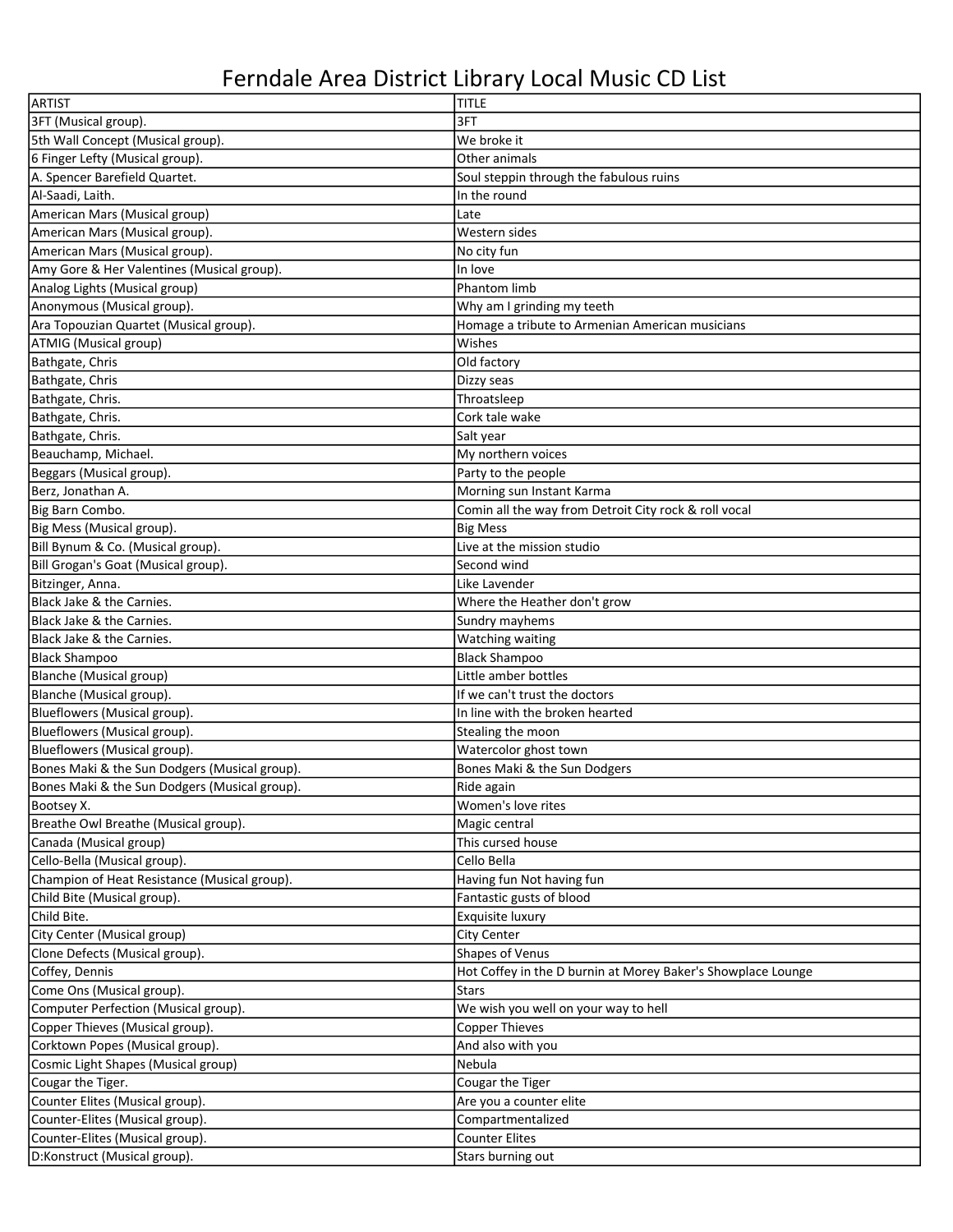# Ferndale Area District Library Local Music CD List

| ARTIST | TITLE |
|---|---|
| 3FT (Musical group). | 3FT |
| 5th Wall Concept (Musical group). | We broke it |
| 6 Finger Lefty (Musical group). | Other animals |
| A. Spencer Barefield Quartet. | Soul steppin through the fabulous ruins |
| Al-Saadi, Laith. | In the round |
| American Mars (Musical group) | Late |
| American Mars (Musical group). | Western sides |
| American Mars (Musical group). | No city fun |
| Amy Gore & Her Valentines (Musical group). | In love |
| Analog Lights (Musical group) | Phantom limb |
| Anonymous (Musical group). | Why am I grinding my teeth |
| Ara Topouzian Quartet (Musical group). | Homage a tribute to Armenian American musicians |
| ATMIG (Musical group) | Wishes |
| Bathgate, Chris | Old factory |
| Bathgate, Chris | Dizzy seas |
| Bathgate, Chris. | Throatsleep |
| Bathgate, Chris. | Cork tale wake |
| Bathgate, Chris. | Salt year |
| Beauchamp, Michael. | My northern voices |
| Beggars (Musical group). | Party to the people |
| Berz, Jonathan A. | Morning sun Instant Karma |
| Big Barn Combo. | Comin all the way from Detroit City rock & roll vocal |
| Big Mess (Musical group). | Big Mess |
| Bill Bynum & Co. (Musical group). | Live at the mission studio |
| Bill Grogan's Goat (Musical group). | Second wind |
| Bitzinger, Anna. | Like Lavender |
| Black Jake & the Carnies. | Where the Heather don't grow |
| Black Jake & the Carnies. | Sundry mayhems |
| Black Jake & the Carnies. | Watching waiting |
| Black Shampoo | Black Shampoo |
| Blanche (Musical group) | Little amber bottles |
| Blanche (Musical group). | If we can't trust the doctors |
| Blueflowers (Musical group). | In line with the broken hearted |
| Blueflowers (Musical group). | Stealing the moon |
| Blueflowers (Musical group). | Watercolor ghost town |
| Bones Maki & the Sun Dodgers (Musical group). | Bones Maki & the Sun Dodgers |
| Bones Maki & the Sun Dodgers (Musical group). | Ride again |
| Bootsey X. | Women's love rites |
| Breathe Owl Breathe (Musical group). | Magic central |
| Canada (Musical group) | This cursed house |
| Cello-Bella (Musical group). | Cello Bella |
| Champion of Heat Resistance (Musical group). | Having fun Not having fun |
| Child Bite (Musical group). | Fantastic gusts of blood |
| Child Bite. | Exquisite luxury |
| City Center (Musical group) | City Center |
| Clone Defects (Musical group). | Shapes of Venus |
| Coffey, Dennis | Hot Coffey in the D burnin at Morey Baker's Showplace Lounge |
| Come Ons (Musical group). | Stars |
| Computer Perfection (Musical group). | We wish you well on your way to hell |
| Copper Thieves (Musical group). | Copper Thieves |
| Corktown Popes (Musical group). | And also with you |
| Cosmic Light Shapes (Musical group) | Nebula |
| Cougar the Tiger. | Cougar the Tiger |
| Counter Elites (Musical group). | Are you a counter elite |
| Counter-Elites (Musical group). | Compartmentalized |
| Counter-Elites (Musical group). | Counter Elites |
| D:Konstruct (Musical group). | Stars burning out |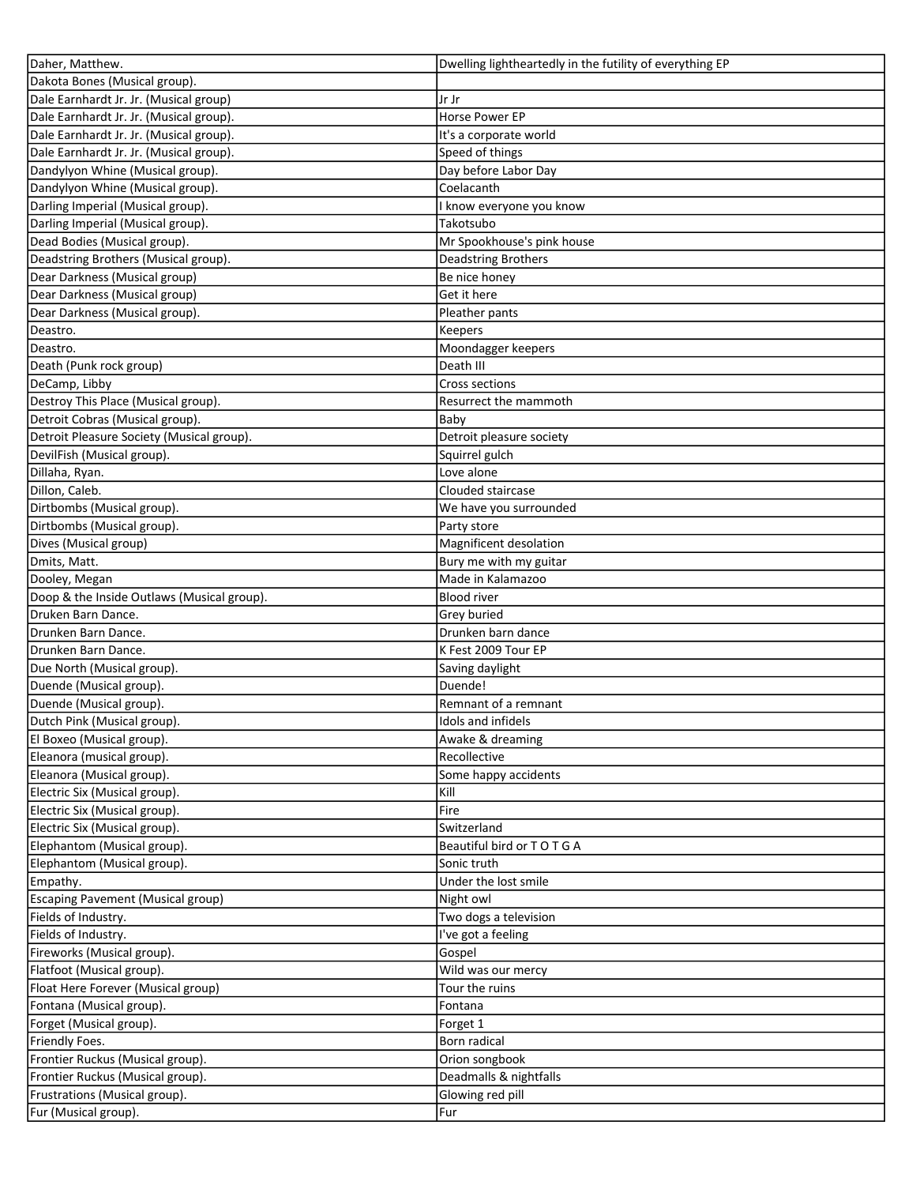| Daher, Matthew. | Dwelling lightheartedly in the futility of everything EP |
|---|---|
| Dakota Bones (Musical group). | |
| Dale Earnhardt Jr. Jr. (Musical group) | Jr Jr |
| Dale Earnhardt Jr. Jr. (Musical group). | Horse Power EP |
| Dale Earnhardt Jr. Jr. (Musical group). | It's a corporate world |
| Dale Earnhardt Jr. Jr. (Musical group). | Speed of things |
| Dandylyon Whine (Musical group). | Day before Labor Day |
| Dandylyon Whine (Musical group). | Coelacanth |
| Darling Imperial (Musical group). | I know everyone you know |
| Darling Imperial (Musical group). | Takotsubo |
| Dead Bodies (Musical group). | Mr Spookhouse's pink house |
| Deadstring Brothers (Musical group). | Deadstring Brothers |
| Dear Darkness (Musical group) | Be nice honey |
| Dear Darkness (Musical group) | Get it here |
| Dear Darkness (Musical group). | Pleather pants |
| Deastro. | Keepers |
| Deastro. | Moondagger keepers |
| Death (Punk rock group) | Death III |
| DeCamp, Libby | Cross sections |
| Destroy This Place (Musical group). | Resurrect the mammoth |
| Detroit Cobras (Musical group). | Baby |
| Detroit Pleasure Society (Musical group). | Detroit pleasure society |
| DevilFish (Musical group). | Squirrel gulch |
| Dillaha, Ryan. | Love alone |
| Dillon, Caleb. | Clouded staircase |
| Dirtbombs (Musical group). | We have you surrounded |
| Dirtbombs (Musical group). | Party store |
| Dives (Musical group) | Magnificent desolation |
| Dmits, Matt. | Bury me with my guitar |
| Dooley, Megan | Made in Kalamazoo |
| Doop & the Inside Outlaws (Musical group). | Blood river |
| Druken Barn Dance. | Grey buried |
| Drunken Barn Dance. | Drunken barn dance |
| Drunken Barn Dance. | K Fest 2009 Tour EP |
| Due North (Musical group). | Saving daylight |
| Duende (Musical group). | Duende! |
| Duende (Musical group). | Remnant of a remnant |
| Dutch Pink (Musical group). | Idols and infidels |
| El Boxeo (Musical group). | Awake & dreaming |
| Eleanora (musical group). | Recollective |
| Eleanora (Musical group). | Some happy accidents |
| Electric Six (Musical group). | Kill |
| Electric Six (Musical group). | Fire |
| Electric Six (Musical group). | Switzerland |
| Elephantom (Musical group). | Beautiful bird or T O T G A |
| Elephantom (Musical group). | Sonic truth |
| Empathy. | Under the lost smile |
| Escaping Pavement (Musical group) | Night owl |
| Fields of Industry. | Two dogs a television |
| Fields of Industry. | I've got a feeling |
| Fireworks (Musical group). | Gospel |
| Flatfoot (Musical group). | Wild was our mercy |
| Float Here Forever (Musical group) | Tour the ruins |
| Fontana (Musical group). | Fontana |
| Forget (Musical group). | Forget 1 |
| Friendly Foes. | Born radical |
| Frontier Ruckus (Musical group). | Orion songbook |
| Frontier Ruckus (Musical group). | Deadmalls & nightfalls |
| Frustrations (Musical group). | Glowing red pill |
| Fur (Musical group). | Fur |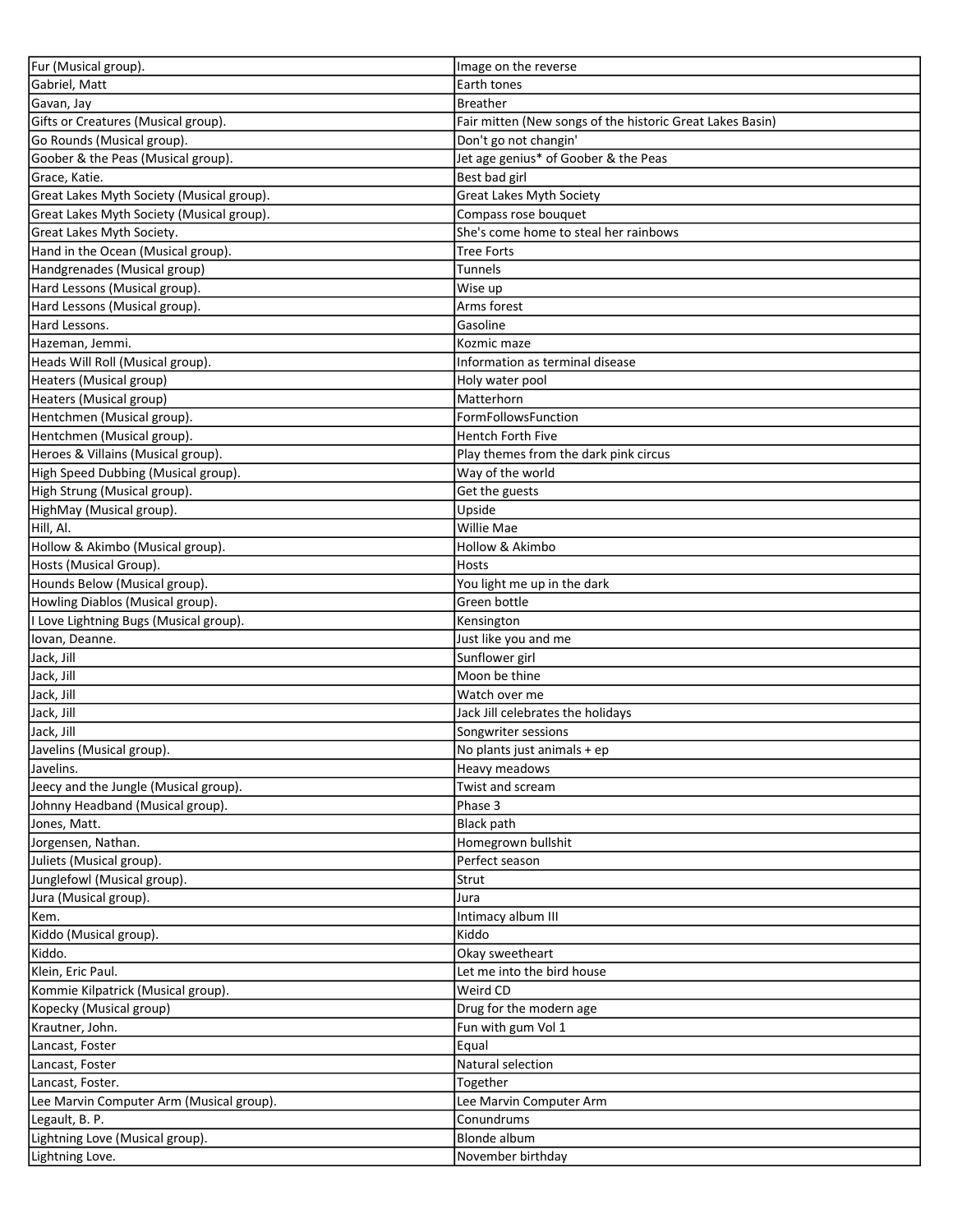| Fur (Musical group). | Image on the reverse |
|---|---|
| Gabriel, Matt | Earth tones |
| Gavan, Jay | Breather |
| Gifts or Creatures (Musical group). | Fair mitten (New songs of the historic Great Lakes Basin) |
| Go Rounds (Musical group). | Don't go not changin' |
| Goober & the Peas (Musical group). | Jet age genius* of Goober & the Peas |
| Grace, Katie. | Best bad girl |
| Great Lakes Myth Society (Musical group). | Great Lakes Myth Society |
| Great Lakes Myth Society (Musical group). | Compass rose bouquet |
| Great Lakes Myth Society. | She's come home to steal her rainbows |
| Hand in the Ocean (Musical group). | Tree Forts |
| Handgrenades (Musical group) | Tunnels |
| Hard Lessons (Musical group). | Wise up |
| Hard Lessons (Musical group). | Arms forest |
| Hard Lessons. | Gasoline |
| Hazeman, Jemmi. | Kozmic maze |
| Heads Will Roll (Musical group). | Information as terminal disease |
| Heaters (Musical group) | Holy water pool |
| Heaters (Musical group) | Matterhorn |
| Hentchmen (Musical group). | FormFollowsFunction |
| Hentchmen (Musical group). | Hentch Forth Five |
| Heroes & Villains (Musical group). | Play themes from the dark pink circus |
| High Speed Dubbing (Musical group). | Way of the world |
| High Strung (Musical group). | Get the guests |
| HighMay (Musical group). | Upside |
| Hill, Al. | Willie Mae |
| Hollow & Akimbo (Musical group). | Hollow & Akimbo |
| Hosts (Musical Group). | Hosts |
| Hounds Below (Musical group). | You light me up in the dark |
| Howling Diablos (Musical group). | Green bottle |
| I Love Lightning Bugs (Musical group). | Kensington |
| Iovan, Deanne. | Just like you and me |
| Jack, Jill | Sunflower girl |
| Jack, Jill | Moon be thine |
| Jack, Jill | Watch over me |
| Jack, Jill | Jack Jill celebrates the holidays |
| Jack, Jill | Songwriter sessions |
| Javelins (Musical group). | No plants just animals + ep |
| Javelins. | Heavy meadows |
| Jeecy and the Jungle (Musical group). | Twist and scream |
| Johnny Headband (Musical group). | Phase 3 |
| Jones, Matt. | Black path |
| Jorgensen, Nathan. | Homegrown bullshit |
| Juliets (Musical group). | Perfect season |
| Junglefowl (Musical group). | Strut |
| Jura (Musical group). | Jura |
| Kem. | Intimacy album III |
| Kiddo (Musical group). | Kiddo |
| Kiddo. | Okay sweetheart |
| Klein, Eric Paul. | Let me into the bird house |
| Kommie Kilpatrick (Musical group). | Weird CD |
| Kopecky (Musical group) | Drug for the modern age |
| Krautner, John. | Fun with gum Vol 1 |
| Lancast, Foster | Equal |
| Lancast, Foster | Natural selection |
| Lancast, Foster. | Together |
| Lee Marvin Computer Arm (Musical group). | Lee Marvin Computer Arm |
| Legault, B. P. | Conundrums |
| Lightning Love (Musical group). | Blonde album |
| Lightning Love. | November birthday |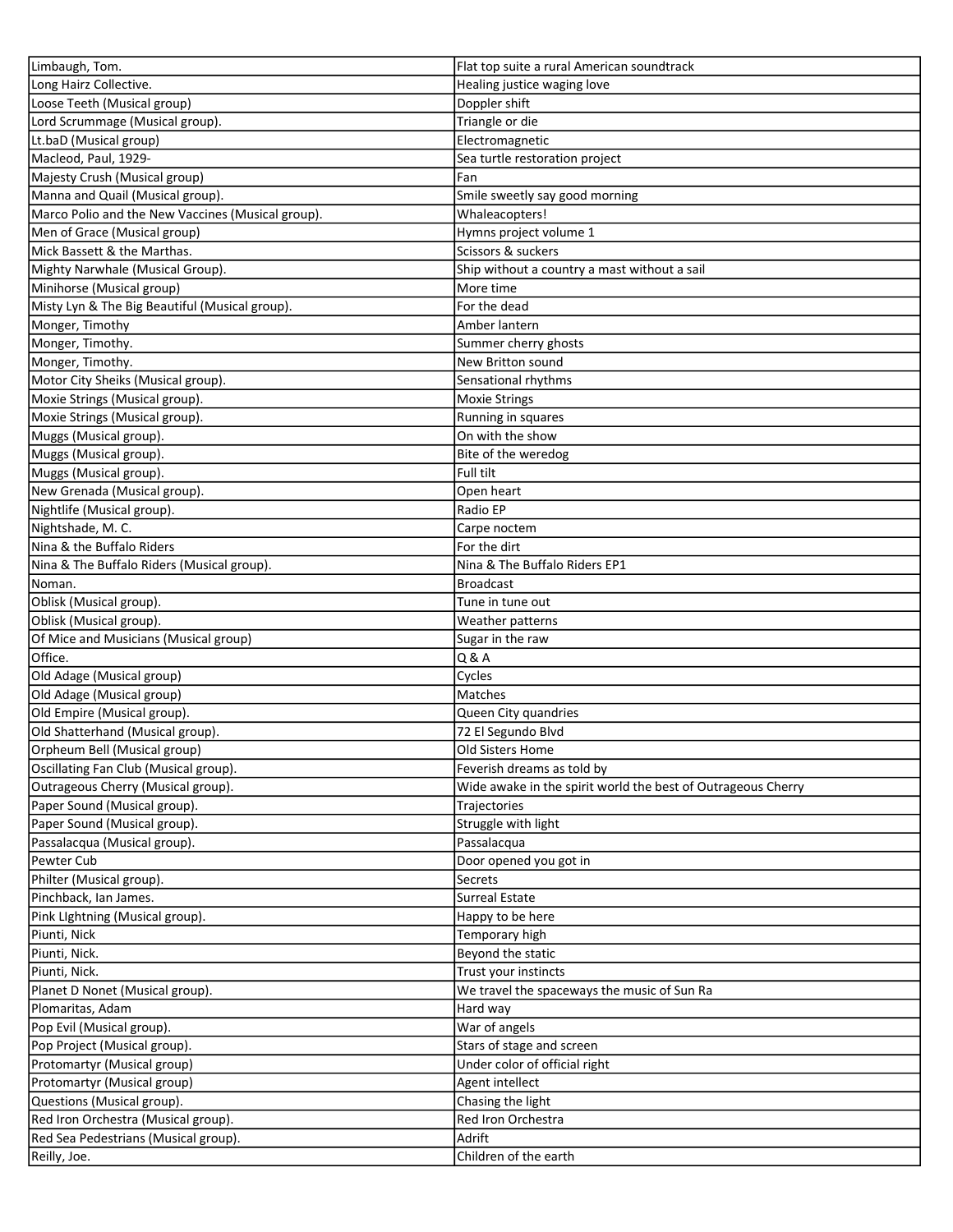| Limbaugh, Tom. | Flat top suite a rural American soundtrack |
|---|---|
| Long Hairz Collective. | Healing justice waging love |
| Loose Teeth (Musical group) | Doppler shift |
| Lord Scrummage (Musical group). | Triangle or die |
| Lt.baD (Musical group) | Electromagnetic |
| Macleod, Paul, 1929- | Sea turtle restoration project |
| Majesty Crush (Musical group) | Fan |
| Manna and Quail (Musical group). | Smile sweetly say good morning |
| Marco Polio and the New Vaccines (Musical group). | Whaleacopters! |
| Men of Grace (Musical group) | Hymns project volume 1 |
| Mick Bassett & the Marthas. | Scissors & suckers |
| Mighty Narwhale (Musical Group). | Ship without a country a mast without a sail |
| Minihorse (Musical group) | More time |
| Misty Lyn & The Big Beautiful (Musical group). | For the dead |
| Monger, Timothy | Amber lantern |
| Monger, Timothy. | Summer cherry ghosts |
| Monger, Timothy. | New Britton sound |
| Motor City Sheiks (Musical group). | Sensational rhythms |
| Moxie Strings (Musical group). | Moxie Strings |
| Moxie Strings (Musical group). | Running in squares |
| Muggs (Musical group). | On with the show |
| Muggs (Musical group). | Bite of the weredog |
| Muggs (Musical group). | Full tilt |
| New Grenada (Musical group). | Open heart |
| Nightlife (Musical group). | Radio EP |
| Nightshade, M. C. | Carpe noctem |
| Nina & the Buffalo Riders | For the dirt |
| Nina & The Buffalo Riders (Musical group). | Nina & The Buffalo Riders EP1 |
| Noman. | Broadcast |
| Oblisk (Musical group). | Tune in tune out |
| Oblisk (Musical group). | Weather patterns |
| Of Mice and Musicians (Musical group) | Sugar in the raw |
| Office. | Q & A |
| Old Adage (Musical group) | Cycles |
| Old Adage (Musical group) | Matches |
| Old Empire (Musical group). | Queen City quandries |
| Old Shatterhand (Musical group). | 72 El Segundo Blvd |
| Orpheum Bell (Musical group) | Old Sisters Home |
| Oscillating Fan Club (Musical group). | Feverish dreams as told by |
| Outrageous Cherry (Musical group). | Wide awake in the spirit world the best of Outrageous Cherry |
| Paper Sound (Musical group). | Trajectories |
| Paper Sound (Musical group). | Struggle with light |
| Passalacqua (Musical group). | Passalacqua |
| Pewter Cub | Door opened you got in |
| Philter (Musical group). | Secrets |
| Pinchback, Ian James. | Surreal Estate |
| Pink Llghtning (Musical group). | Happy to be here |
| Piunti, Nick | Temporary high |
| Piunti, Nick. | Beyond the static |
| Piunti, Nick. | Trust your instincts |
| Planet D Nonet (Musical group). | We travel the spaceways the music of Sun Ra |
| Plomaritas, Adam | Hard way |
| Pop Evil (Musical group). | War of angels |
| Pop Project (Musical group). | Stars of stage and screen |
| Protomartyr (Musical group) | Under color of official right |
| Protomartyr (Musical group) | Agent intellect |
| Questions (Musical group). | Chasing the light |
| Red Iron Orchestra (Musical group). | Red Iron Orchestra |
| Red Sea Pedestrians (Musical group). | Adrift |
| Reilly, Joe. | Children of the earth |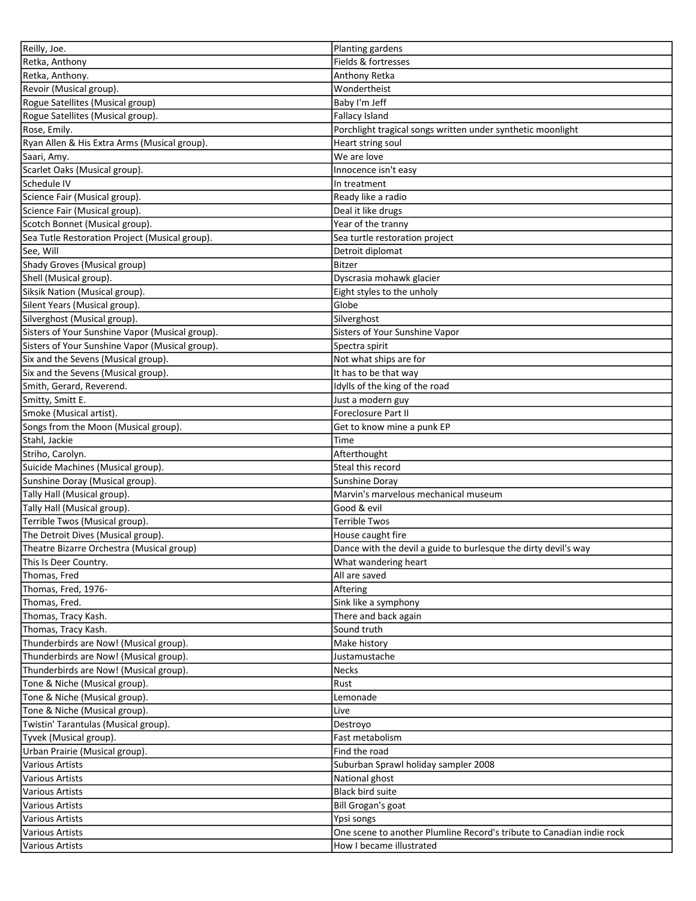| | |
|---|---|
| Reilly, Joe. | Planting gardens |
| Retka, Anthony | Fields & fortresses |
| Retka, Anthony. | Anthony Retka |
| Revoir (Musical group). | Wondertheist |
| Rogue Satellites (Musical group) | Baby I'm Jeff |
| Rogue Satellites (Musical group). | Fallacy Island |
| Rose, Emily. | Porchlight tragical songs written under synthetic moonlight |
| Ryan Allen & His Extra Arms (Musical group). | Heart string soul |
| Saari, Amy. | We are love |
| Scarlet Oaks (Musical group). | Innocence isn't easy |
| Schedule IV | In treatment |
| Science Fair (Musical group). | Ready like a radio |
| Science Fair (Musical group). | Deal it like drugs |
| Scotch Bonnet (Musical group). | Year of the tranny |
| Sea Tutle Restoration Project (Musical group). | Sea turtle restoration project |
| See, Will | Detroit diplomat |
| Shady Groves (Musical group) | Bitzer |
| Shell (Musical group). | Dyscrasia mohawk glacier |
| Siksik Nation (Musical group). | Eight styles to the unholy |
| Silent Years (Musical group). | Globe |
| Silverghost (Musical group). | Silverghost |
| Sisters of Your Sunshine Vapor (Musical group). | Sisters of Your Sunshine Vapor |
| Sisters of Your Sunshine Vapor (Musical group). | Spectra spirit |
| Six and the Sevens (Musical group). | Not what ships are for |
| Six and the Sevens (Musical group). | It has to be that way |
| Smith, Gerard, Reverend. | Idylls of the king of the road |
| Smitty, Smitt E. | Just a modern guy |
| Smoke (Musical artist). | Foreclosure Part II |
| Songs from the Moon (Musical group). | Get to know mine a punk EP |
| Stahl, Jackie | Time |
| Striho, Carolyn. | Afterthought |
| Suicide Machines (Musical group). | Steal this record |
| Sunshine Doray (Musical group). | Sunshine Doray |
| Tally Hall (Musical group). | Marvin's marvelous mechanical museum |
| Tally Hall (Musical group). | Good & evil |
| Terrible Twos (Musical group). | Terrible Twos |
| The Detroit Dives (Musical group). | House caught fire |
| Theatre Bizarre Orchestra (Musical group) | Dance with the devil a guide to burlesque the dirty devil's way |
| This Is Deer Country. | What wandering heart |
| Thomas, Fred | All are saved |
| Thomas, Fred, 1976- | Aftering |
| Thomas, Fred. | Sink like a symphony |
| Thomas, Tracy Kash. | There and back again |
| Thomas, Tracy Kash. | Sound truth |
| Thunderbirds are Now! (Musical group). | Make history |
| Thunderbirds are Now! (Musical group). | Justamustache |
| Thunderbirds are Now! (Musical group). | Necks |
| Tone & Niche (Musical group). | Rust |
| Tone & Niche (Musical group). | Lemonade |
| Tone & Niche (Musical group). | Live |
| Twistin' Tarantulas (Musical group). | Destroyo |
| Tyvek (Musical group). | Fast metabolism |
| Urban Prairie (Musical group). | Find the road |
| Various Artists | Suburban Sprawl holiday sampler 2008 |
| Various Artists | National ghost |
| Various Artists | Black bird suite |
| Various Artists | Bill Grogan's goat |
| Various Artists | Ypsi songs |
| Various Artists | One scene to another Plumline Record's tribute to Canadian indie rock |
| Various Artists | How I became illustrated |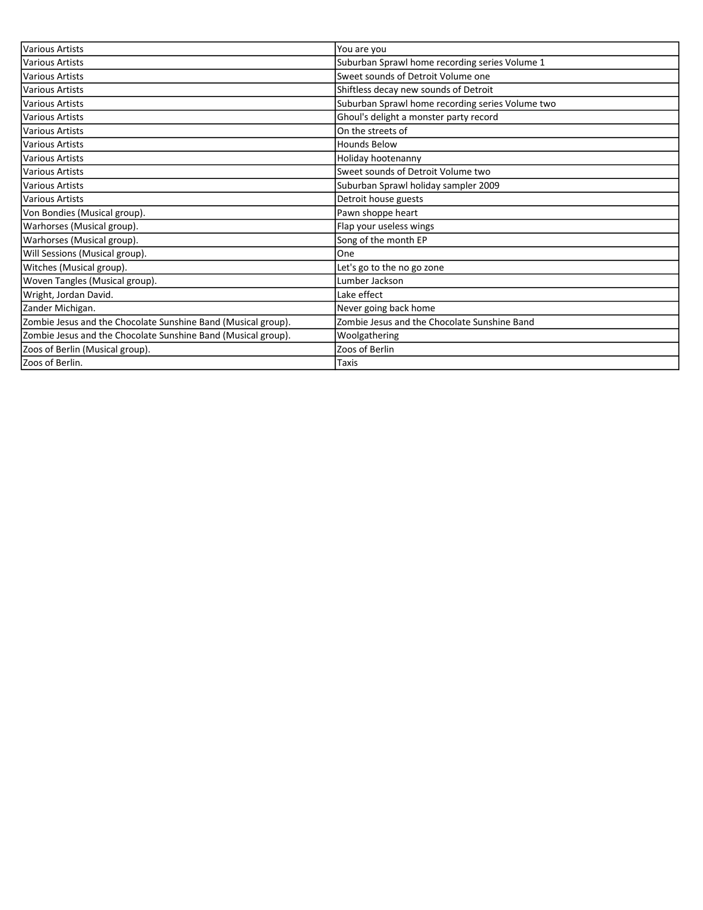| | |
|---|---|
| Various Artists | You are you |
| Various Artists | Suburban Sprawl home recording series Volume 1 |
| Various Artists | Sweet sounds of Detroit Volume one |
| Various Artists | Shiftless decay new sounds of Detroit |
| Various Artists | Suburban Sprawl home recording series Volume two |
| Various Artists | Ghoul's delight a monster party record |
| Various Artists | On the streets of |
| Various Artists | Hounds Below |
| Various Artists | Holiday hootenanny |
| Various Artists | Sweet sounds of Detroit Volume two |
| Various Artists | Suburban Sprawl holiday sampler 2009 |
| Various Artists | Detroit house guests |
| Von Bondies (Musical group). | Pawn shoppe heart |
| Warhorses (Musical group). | Flap your useless wings |
| Warhorses (Musical group). | Song of the month EP |
| Will Sessions (Musical group). | One |
| Witches (Musical group). | Let's go to the no go zone |
| Woven Tangles (Musical group). | Lumber Jackson |
| Wright, Jordan David. | Lake effect |
| Zander Michigan. | Never going back home |
| Zombie Jesus and the Chocolate Sunshine Band (Musical group). | Zombie Jesus and the Chocolate Sunshine Band |
| Zombie Jesus and the Chocolate Sunshine Band (Musical group). | Woolgathering |
| Zoos of Berlin (Musical group). | Zoos of Berlin |
| Zoos of Berlin. | Taxis |